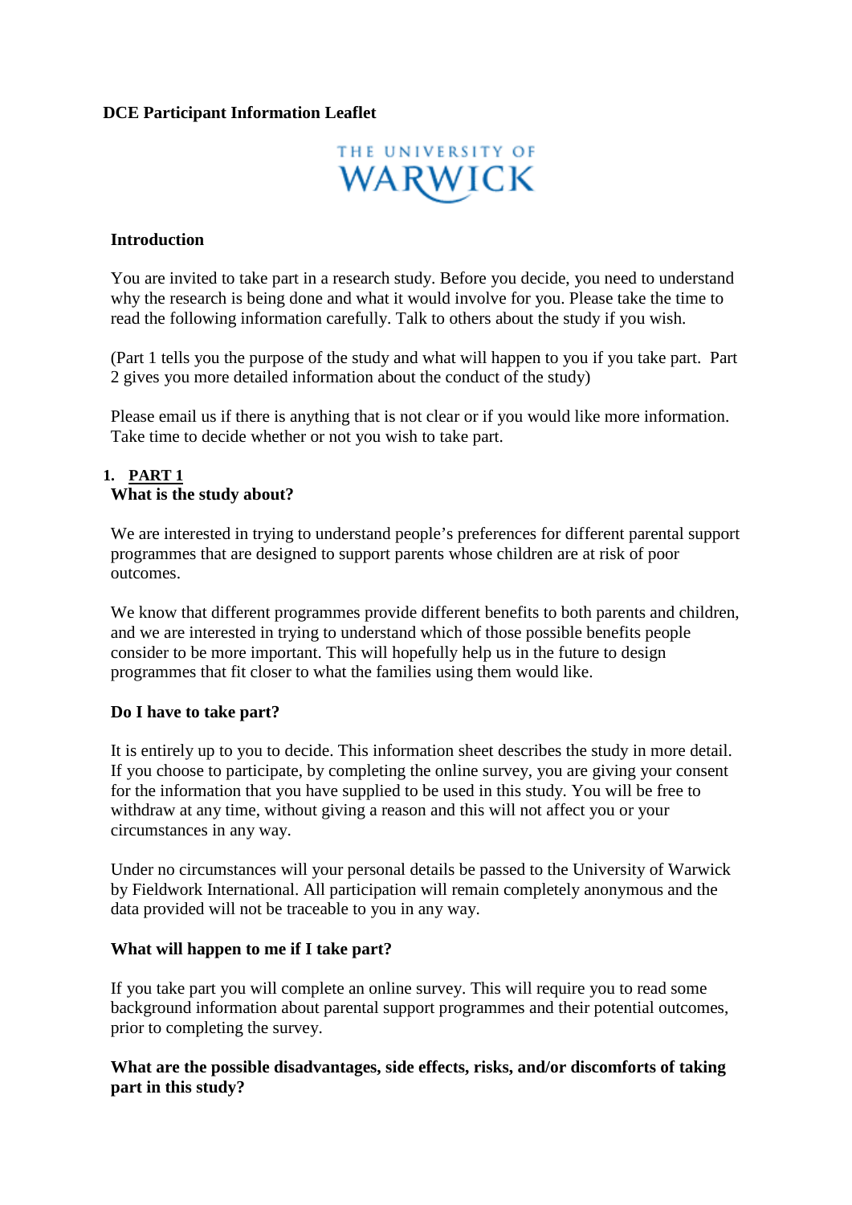**DCE Participant Information Leaflet**

THE UNIVERSITY OF WARWICK

## Introduction

You are invited to take part in a research study. Before you decide, you need to understand why the research is being done and what it would involve for you. Please take the time to read the following information carefully. Talk to others about the study if you wish.

(Part 1 tells you the purpose of the study and what will happen to you if you take part. Part 2 gives you more detailed information about the conduct of the study)

Please email us if there is anything that is not clear or if you would like more information. Take time to decide whether or not you wish to take part.

1. **PART 1**

### What is the study about?

We are interested in trying to understand people's preferences for different parental support programmes that are designed to support parents whose children are at risk of poor outcomes.

We know that different programmes provide different benefits to both parents and children, and we are interested in trying to understand which of those possible benefits people consider to be more important. This will hopefully help us in the future to design programmes that fit closer to what the families using them would like.

### Do I have to take part?

It is entirely up to you to decide. This information sheet describes the study in more detail. If you choose to participate, by completing the online survey, you are giving your consent for the information that you have supplied to be used in this study. You will be free to withdraw at any time, without giving a reason and this will not affect you or your circumstances in any way.

Under no circumstances will your personal details be passed to the University of Warwick by Fieldwork International. All participation will remain completely anonymous and the data provided will not be traceable to you in any way.

### What will happen to me if I take part?

If you take part you will complete an online survey. This will require you to read some background information about parental support programmes and their potential outcomes, prior to completing the survey.

### What are the possible disadvantages, side effects, risks, and/or discomforts of taking part in this study?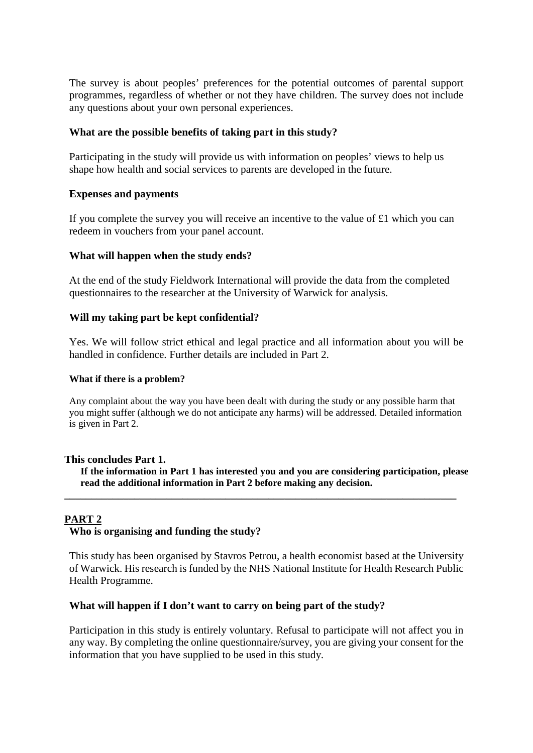The survey is about peoples' preferences for the potential outcomes of parental support programmes, regardless of whether or not they have children. The survey does not include any questions about your own personal experiences.

**What are the possible benefits of taking part in this study?**

Participating in the study will provide us with information on peoples' views to help us shape how health and social services to parents are developed in the future.

**Expenses and payments**

If you complete the survey you will receive an incentive to the value of £1 which you can redeem in vouchers from your panel account.

**What will happen when the study ends?**

At the end of the study Fieldwork International will provide the data from the completed questionnaires to the researcher at the University of Warwick for analysis.

**Will my taking part be kept confidential?**

Yes. We will follow strict ethical and legal practice and all information about you will be handled in confidence. Further details are included in Part 2.

**What if there is a problem?**

Any complaint about the way you have been dealt with during the study or any possible harm that you might suffer (although we do not anticipate any harms) will be addressed. Detailed information is given in Part 2.

**This concludes Part 1.**

**If the information in Part 1 has interested you and you are considering participation, please read the additional information in Part 2 before making any decision.**

---

## PART 2

**Who is organising and funding the study?**

This study has been organised by Stavros Petrou, a health economist based at the University of Warwick. His research is funded by the NHS National Institute for Health Research Public Health Programme.

**What will happen if I don't want to carry on being part of the study?**

Participation in this study is entirely voluntary. Refusal to participate will not affect you in any way. By completing the online questionnaire/survey, you are giving your consent for the information that you have supplied to be used in this study.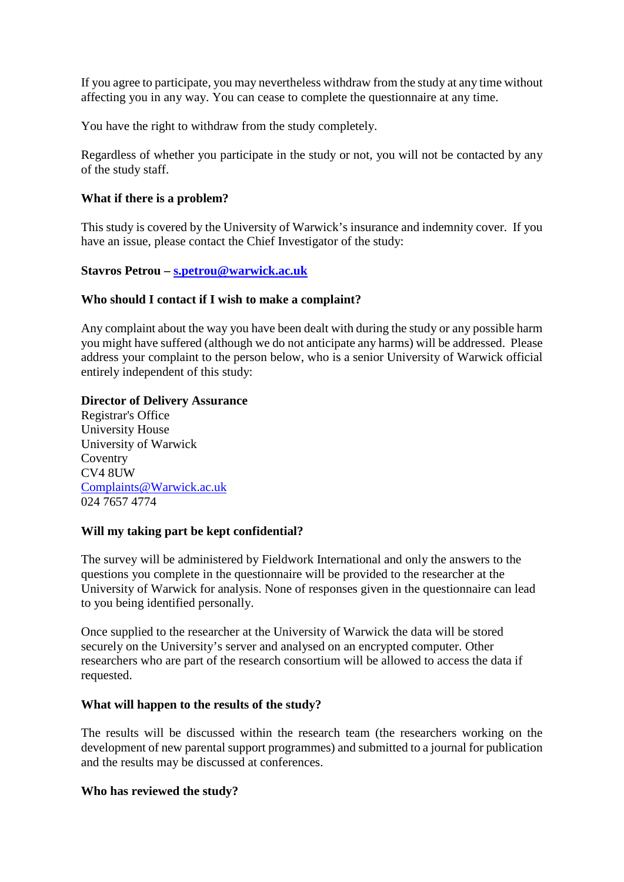If you agree to participate, you may nevertheless withdraw from the study at any time without affecting you in any way. You can cease to complete the questionnaire at any time.

You have the right to withdraw from the study completely.

Regardless of whether you participate in the study or not, you will not be contacted by any of the study staff.

**What if there is a problem?**

This study is covered by the University of Warwick's insurance and indemnity cover. If you have an issue, please contact the Chief Investigator of the study:

**Stavros Petrou – s.petrou@warwick.ac.uk**

**Who should I contact if I wish to make a complaint?**

Any complaint about the way you have been dealt with during the study or any possible harm you might have suffered (although we do not anticipate any harms) will be addressed. Please address your complaint to the person below, who is a senior University of Warwick official entirely independent of this study:

**Director of Delivery Assurance**
Registrar's Office
University House
University of Warwick
Coventry
CV4 8UW
Complaints@Warwick.ac.uk
024 7657 4774

**Will my taking part be kept confidential?**

The survey will be administered by Fieldwork International and only the answers to the questions you complete in the questionnaire will be provided to the researcher at the University of Warwick for analysis. None of responses given in the questionnaire can lead to you being identified personally.

Once supplied to the researcher at the University of Warwick the data will be stored securely on the University's server and analysed on an encrypted computer. Other researchers who are part of the research consortium will be allowed to access the data if requested.

**What will happen to the results of the study?**

The results will be discussed within the research team (the researchers working on the development of new parental support programmes) and submitted to a journal for publication and the results may be discussed at conferences.

**Who has reviewed the study?**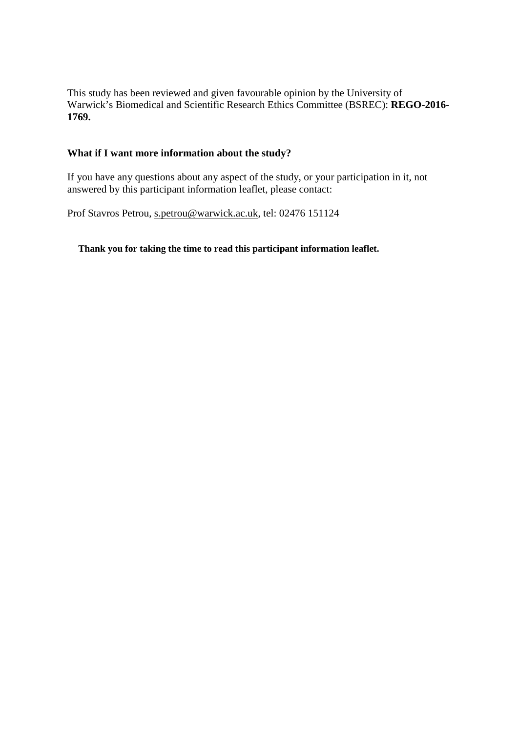This study has been reviewed and given favourable opinion by the University of Warwick's Biomedical and Scientific Research Ethics Committee (BSREC): **REGO-2016-1769.**

### What if I want more information about the study?

If you have any questions about any aspect of the study, or your participation in it, not answered by this participant information leaflet, please contact:

Prof Stavros Petrou, s.petrou@warwick.ac.uk, tel: 02476 151124

**Thank you for taking the time to read this participant information leaflet.**